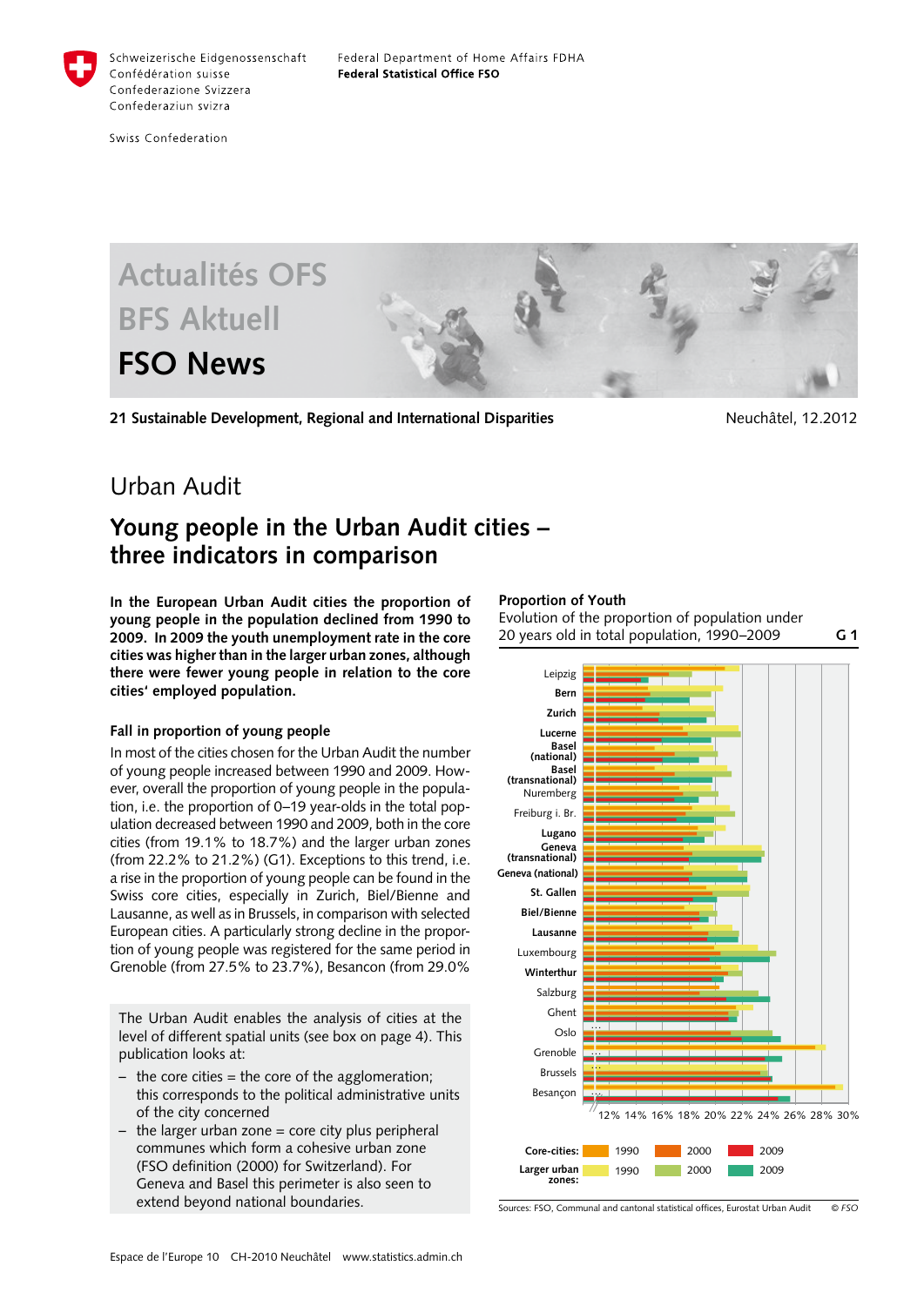Schweizerische Eidgenossenschaft
Confédération suisse
Confederazione Svizzera
Confederaziun svizra

Swiss Confederation

Federal Department of Home Affairs FDHA
**Federal Statistical Office FSO**

Actualités OFS
BFS Aktuell
**FSO News**

**21 Sustainable Development, Regional and International Disparities** Neuchâtel, 12.2012

# Urban Audit

## Young people in the Urban Audit cities – three indicators in comparison

**In the European Urban Audit cities the proportion of young people in the population declined from 1990 to 2009. In 2009 the youth unemployment rate in the core cities was higher than in the larger urban zones, although there were fewer young people in relation to the core cities' employed population.**

### Fall in proportion of young people

In most of the cities chosen for the Urban Audit the number of young people increased between 1990 and 2009. However, overall the proportion of young people in the population, i.e. the proportion of 0–19 year-olds in the total population decreased between 1990 and 2009, both in the core cities (from 19.1% to 18.7%) and the larger urban zones (from 22.2% to 21.2%) (G1). Exceptions to this trend, i.e. a rise in the proportion of young people can be found in the Swiss core cities, especially in Zurich, Biel/Bienne and Lausanne, as well as in Brussels, in comparison with selected European cities. A particularly strong decline in the proportion of young people was registered for the same period in Grenoble (from 27.5% to 23.7%), Besancon (from 29.0%

The Urban Audit enables the analysis of cities at the level of different spatial units (see box on page 4). This publication looks at:

- the core cities = the core of the agglomeration; this corresponds to the political administrative units of the city concerned
- the larger urban zone = core city plus peripheral communes which form a cohesive urban zone (FSO definition (2000) for Switzerland). For Geneva and Basel this perimeter is also seen to extend beyond national boundaries.

**Proportion of Youth**
Evolution of the proportion of population under 20 years old in total population, 1990–2009 **G 1**

Cities: Leipzig, Bern, Zurich, Lucerne, Basel (national), Basel (transnational), Nuremberg, Freiburg i. Br., Lugano, Geneva (transnational), Geneva (national), St. Gallen, Biel/Bienne, Lausanne, Luxembourg, Winterthur, Salzburg, Ghent, Oslo, Grenoble, Brussels, Besançon

Axis: 12% 14% 16% 18% 20% 22% 24% 26% 28% 30%

Core-cities: 1990, 2000, 2009
Larger urban zones: 1990, 2000, 2009

Sources: FSO, Communal and cantonal statistical offices, Eurostat Urban Audit © FSO

Espace de l'Europe 10 CH-2010 Neuchâtel www.statistics.admin.ch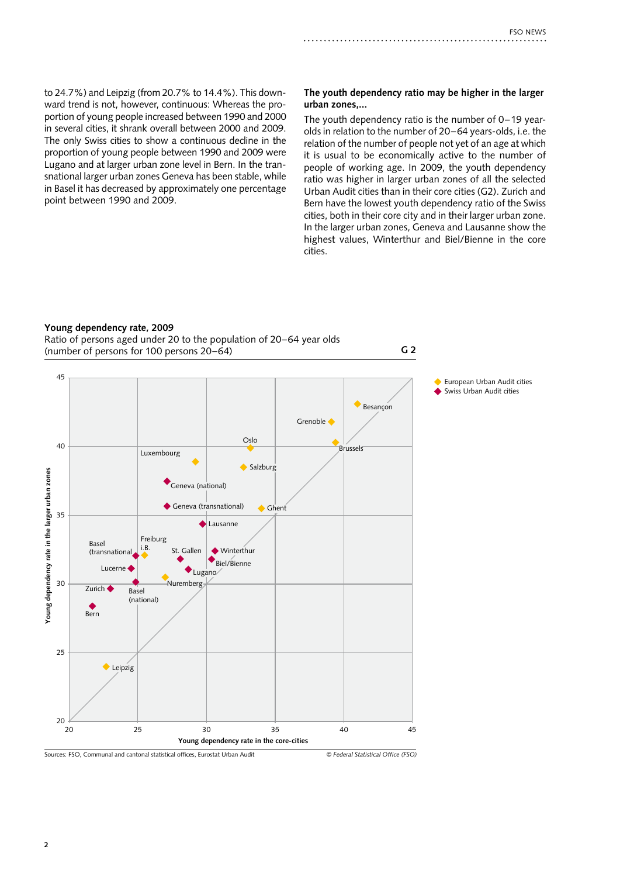to 24.7%) and Leipzig (from 20.7% to 14.4%). This downward trend is not, however, continuous: Whereas the proportion of young people increased between 1990 and 2000 in several cities, it shrank overall between 2000 and 2009. The only Swiss cities to show a continuous decline in the proportion of young people between 1990 and 2009 were Lugano and at larger urban zone level in Bern. In the transnational larger urban zones Geneva has been stable, while in Basel it has decreased by approximately one percentage point between 1990 and 2009.

### The youth dependency ratio may be higher in the larger urban zones,...

The youth dependency ratio is the number of 0–19 year-olds in relation to the number of 20–64 years-olds, i.e. the relation of the number of people not yet of an age at which it is usual to be economically active to the number of people of working age. In 2009, the youth dependency ratio was higher in larger urban zones of all the selected Urban Audit cities than in their core cities (G2). Zurich and Bern have the lowest youth dependency ratio of the Swiss cities, both in their core city and in their larger urban zone. In the larger urban zones, Geneva and Lausanne show the highest values, Winterthur and Biel/Bienne in the core cities.

**Young dependency rate, 2009**

Ratio of persons aged under 20 to the population of 20–64 year olds (number of persons for 100 persons 20–64) **G 2**

Sources: FSO, Communal and cantonal statistical offices, Eurostat Urban Audit

*© Federal Statistical Office (FSO)*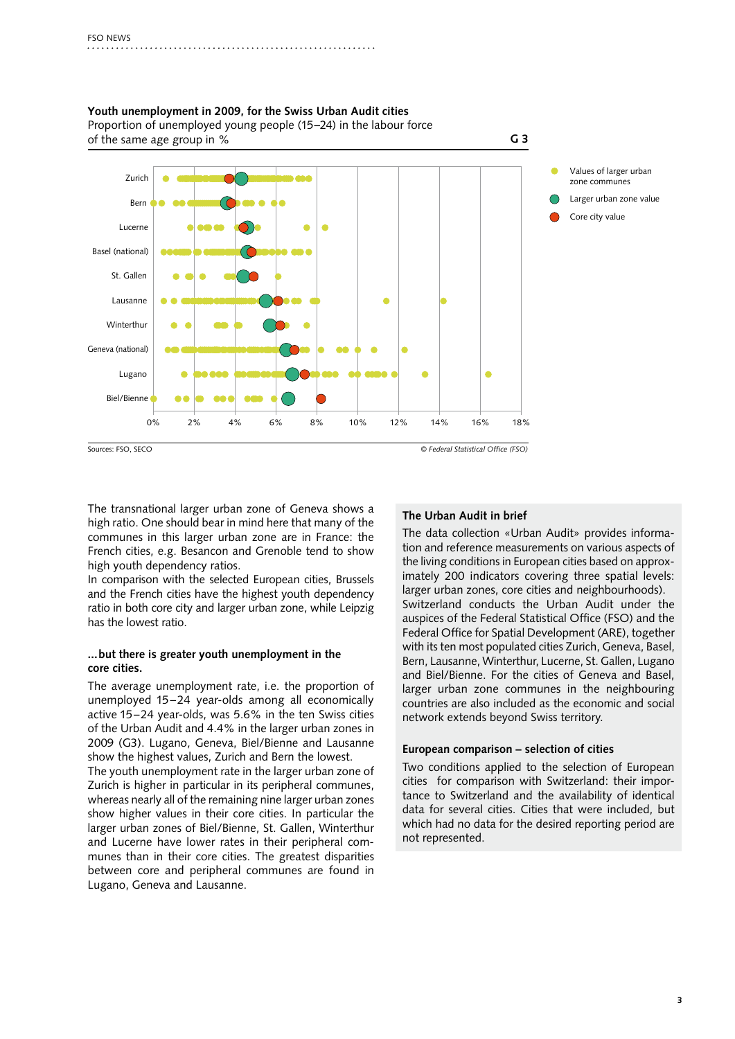**Youth unemployment in 2009, for the Swiss Urban Audit cities**
Proportion of unemployed young people (15–24) in the labour force of the same age group in % **G 3**

Sources: FSO, SECO © Federal Statistical Office (FSO)

The transnational larger urban zone of Geneva shows a high ratio. One should bear in mind here that many of the communes in this larger urban zone are in France: the French cities, e.g. Besancon and Grenoble tend to show high youth dependency ratios.
In comparison with the selected European cities, Brussels and the French cities have the highest youth dependency ratio in both core city and larger urban zone, while Leipzig has the lowest ratio.

### …but there is greater youth unemployment in the core cities.

The average unemployment rate, i.e. the proportion of unemployed 15–24 year-olds among all economically active 15–24 year-olds, was 5.6% in the ten Swiss cities of the Urban Audit and 4.4% in the larger urban zones in 2009 (G3). Lugano, Geneva, Biel/Bienne and Lausanne show the highest values, Zurich and Bern the lowest.
The youth unemployment rate in the larger urban zone of Zurich is higher in particular in its peripheral communes, whereas nearly all of the remaining nine larger urban zones show higher values in their core cities. In particular the larger urban zones of Biel/Bienne, St. Gallen, Winterthur and Lucerne have lower rates in their peripheral communes than in their core cities. The greatest disparities between core and peripheral communes are found in Lugano, Geneva and Lausanne.

### The Urban Audit in brief

The data collection «Urban Audit» provides information and reference measurements on various aspects of the living conditions in European cities based on approximately 200 indicators covering three spatial levels: larger urban zones, core cities and neighbourhoods).
Switzerland conducts the Urban Audit under the auspices of the Federal Statistical Office (FSO) and the Federal Office for Spatial Development (ARE), together with its ten most populated cities Zurich, Geneva, Basel, Bern, Lausanne, Winterthur, Lucerne, St. Gallen, Lugano and Biel/Bienne. For the cities of Geneva and Basel, larger urban zone communes in the neighbouring countries are also included as the economic and social network extends beyond Swiss territory.

### European comparison – selection of cities

Two conditions applied to the selection of European cities for comparison with Switzerland: their importance to Switzerland and the availability of identical data for several cities. Cities that were included, but which had no data for the desired reporting period are not represented.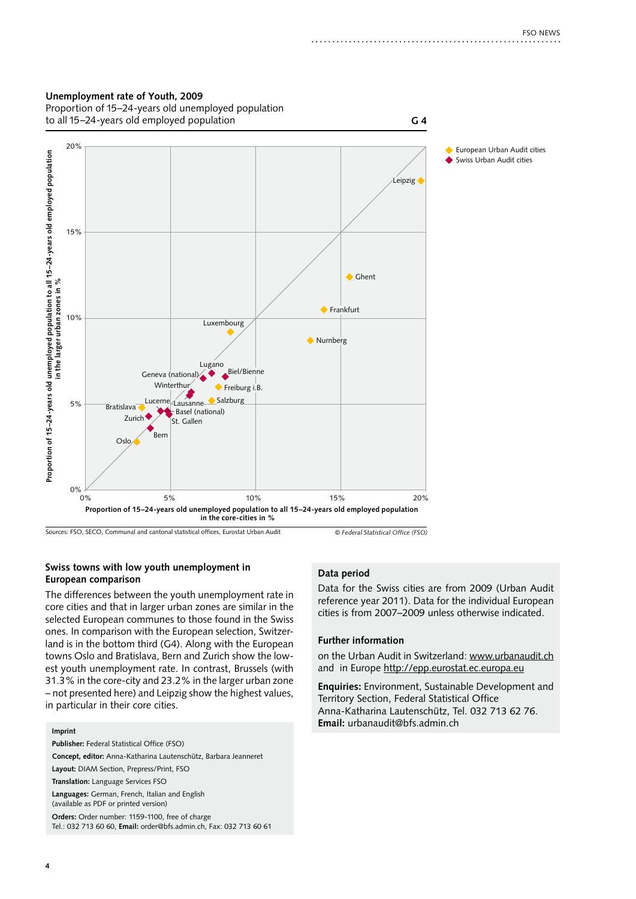**Unemployment rate of Youth, 2009**
Proportion of 15–24-years old unemployed population
to all 15–24-years old employed population

G 4

European Urban Audit cities
Swiss Urban Audit cities

Proportion of 15–24-years old unemployed population to all 15–24-years old employed population in the larger urban zones in %

20%
15%
10%
5%
0%

Leipzig
Ghent
Frankfurt
Nurnberg
Luxembourg
Lugano
Biel/Bienne
Geneva (national)
Winterthur
Freiburg i.B.
Lucerne
Lausanne
Salzburg
Bratislava
Basel (national)
Zurich
St. Gallen
Bern
Oslo

0%
5%
10%
15%
20%

Proportion of 15–24-years old unemployed population to all 15–24-years old employed population in the core-cities in %

Sources: FSO, SECO, Communal and cantonal statistical offices, Eurostat Urban Audit

*© Federal Statistical Office (FSO)*

## Swiss towns with low youth unemployment in European comparison

The differences between the youth unemployment rate in core cities and that in larger urban zones are similar in the selected European communes to those found in the Swiss ones. In comparison with the European selection, Switzerland is in the bottom third (G4). Along with the European towns Oslo and Bratislava, Bern and Zurich show the lowest youth unemployment rate. In contrast, Brussels (with 31.3% in the core-city and 23.2% in the larger urban zone – not presented here) and Leipzig show the highest values, in particular in their core cities.

**Imprint**

**Publisher:** Federal Statistical Office (FSO)

**Concept, editor:** Anna-Katharina Lautenschütz, Barbara Jeanneret

**Layout:** DIAM Section, Prepress/Print, FSO

**Translation:** Language Services FSO

**Languages:** German, French, Italian and English (available as PDF or printed version)

**Orders:** Order number: 1159-1100, free of charge
Tel.: 032 713 60 60, **Email:** order@bfs.admin.ch, Fax: 032 713 60 61

### Data period

Data for the Swiss cities are from 2009 (Urban Audit reference year 2011). Data for the individual European cities is from 2007–2009 unless otherwise indicated.

### Further information

on the Urban Audit in Switzerland: www.urbanaudit.ch
and in Europe http://epp.eurostat.ec.europa.eu

**Enquiries:** Environment, Sustainable Development and Territory Section, Federal Statistical Office
Anna-Katharina Lautenschütz, Tel. 032 713 62 76.
**Email:** urbanaudit@bfs.admin.ch